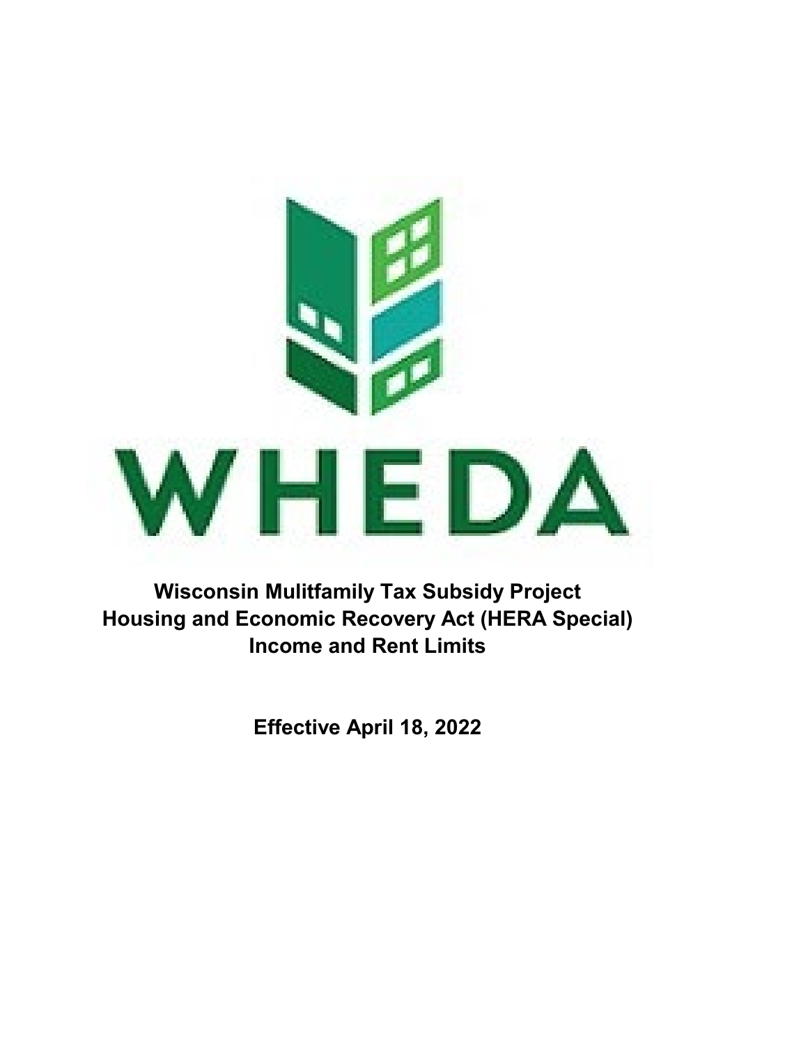WHEDA

**Wisconsin Mulitfamily Tax Subsidy Project**
**Housing and Economic Recovery Act (HERA Special)**
**Income and Rent Limits**

**Effective April 18, 2022**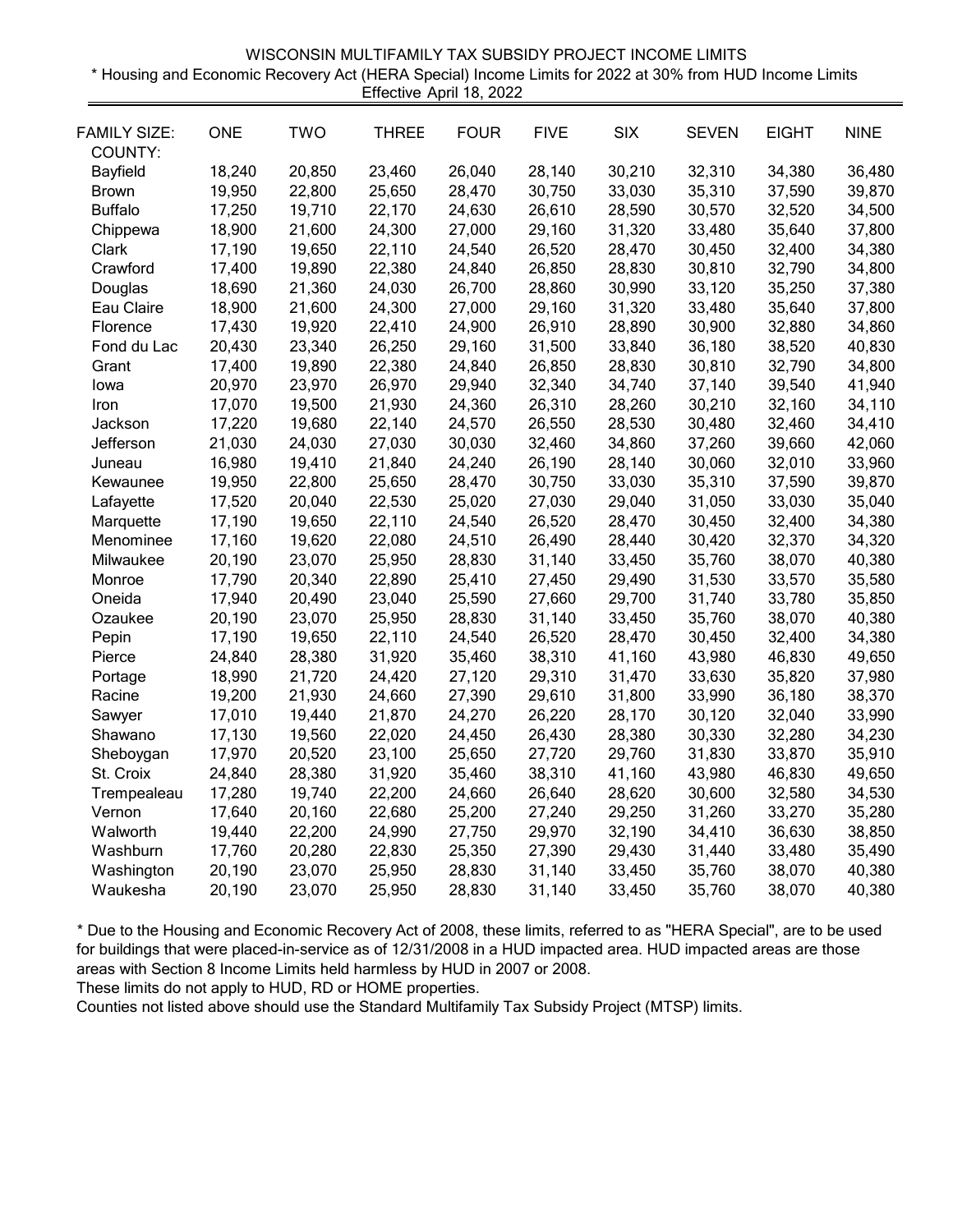WISCONSIN MULTIFAMILY TAX SUBSIDY PROJECT INCOME LIMITS

* Housing and Economic Recovery Act (HERA Special) Income Limits for 2022 at 30% from HUD Income Limits

Effective April 18, 2022

| FAMILY SIZE: COUNTY: | ONE | TWO | THREE | FOUR | FIVE | SIX | SEVEN | EIGHT | NINE |
|---|---|---|---|---|---|---|---|---|---|
| Bayfield | 18,240 | 20,850 | 23,460 | 26,040 | 28,140 | 30,210 | 32,310 | 34,380 | 36,480 |
| Brown | 19,950 | 22,800 | 25,650 | 28,470 | 30,750 | 33,030 | 35,310 | 37,590 | 39,870 |
| Buffalo | 17,250 | 19,710 | 22,170 | 24,630 | 26,610 | 28,590 | 30,570 | 32,520 | 34,500 |
| Chippewa | 18,900 | 21,600 | 24,300 | 27,000 | 29,160 | 31,320 | 33,480 | 35,640 | 37,800 |
| Clark | 17,190 | 19,650 | 22,110 | 24,540 | 26,520 | 28,470 | 30,450 | 32,400 | 34,380 |
| Crawford | 17,400 | 19,890 | 22,380 | 24,840 | 26,850 | 28,830 | 30,810 | 32,790 | 34,800 |
| Douglas | 18,690 | 21,360 | 24,030 | 26,700 | 28,860 | 30,990 | 33,120 | 35,250 | 37,380 |
| Eau Claire | 18,900 | 21,600 | 24,300 | 27,000 | 29,160 | 31,320 | 33,480 | 35,640 | 37,800 |
| Florence | 17,430 | 19,920 | 22,410 | 24,900 | 26,910 | 28,890 | 30,900 | 32,880 | 34,860 |
| Fond du Lac | 20,430 | 23,340 | 26,250 | 29,160 | 31,500 | 33,840 | 36,180 | 38,520 | 40,830 |
| Grant | 17,400 | 19,890 | 22,380 | 24,840 | 26,850 | 28,830 | 30,810 | 32,790 | 34,800 |
| Iowa | 20,970 | 23,970 | 26,970 | 29,940 | 32,340 | 34,740 | 37,140 | 39,540 | 41,940 |
| Iron | 17,070 | 19,500 | 21,930 | 24,360 | 26,310 | 28,260 | 30,210 | 32,160 | 34,110 |
| Jackson | 17,220 | 19,680 | 22,140 | 24,570 | 26,550 | 28,530 | 30,480 | 32,460 | 34,410 |
| Jefferson | 21,030 | 24,030 | 27,030 | 30,030 | 32,460 | 34,860 | 37,260 | 39,660 | 42,060 |
| Juneau | 16,980 | 19,410 | 21,840 | 24,240 | 26,190 | 28,140 | 30,060 | 32,010 | 33,960 |
| Kewaunee | 19,950 | 22,800 | 25,650 | 28,470 | 30,750 | 33,030 | 35,310 | 37,590 | 39,870 |
| Lafayette | 17,520 | 20,040 | 22,530 | 25,020 | 27,030 | 29,040 | 31,050 | 33,030 | 35,040 |
| Marquette | 17,190 | 19,650 | 22,110 | 24,540 | 26,520 | 28,470 | 30,450 | 32,400 | 34,380 |
| Menominee | 17,160 | 19,620 | 22,080 | 24,510 | 26,490 | 28,440 | 30,420 | 32,370 | 34,320 |
| Milwaukee | 20,190 | 23,070 | 25,950 | 28,830 | 31,140 | 33,450 | 35,760 | 38,070 | 40,380 |
| Monroe | 17,790 | 20,340 | 22,890 | 25,410 | 27,450 | 29,490 | 31,530 | 33,570 | 35,580 |
| Oneida | 17,940 | 20,490 | 23,040 | 25,590 | 27,660 | 29,700 | 31,740 | 33,780 | 35,850 |
| Ozaukee | 20,190 | 23,070 | 25,950 | 28,830 | 31,140 | 33,450 | 35,760 | 38,070 | 40,380 |
| Pepin | 17,190 | 19,650 | 22,110 | 24,540 | 26,520 | 28,470 | 30,450 | 32,400 | 34,380 |
| Pierce | 24,840 | 28,380 | 31,920 | 35,460 | 38,310 | 41,160 | 43,980 | 46,830 | 49,650 |
| Portage | 18,990 | 21,720 | 24,420 | 27,120 | 29,310 | 31,470 | 33,630 | 35,820 | 37,980 |
| Racine | 19,200 | 21,930 | 24,660 | 27,390 | 29,610 | 31,800 | 33,990 | 36,180 | 38,370 |
| Sawyer | 17,010 | 19,440 | 21,870 | 24,270 | 26,220 | 28,170 | 30,120 | 32,040 | 33,990 |
| Shawano | 17,130 | 19,560 | 22,020 | 24,450 | 26,430 | 28,380 | 30,330 | 32,280 | 34,230 |
| Sheboygan | 17,970 | 20,520 | 23,100 | 25,650 | 27,720 | 29,760 | 31,830 | 33,870 | 35,910 |
| St. Croix | 24,840 | 28,380 | 31,920 | 35,460 | 38,310 | 41,160 | 43,980 | 46,830 | 49,650 |
| Trempealeau | 17,280 | 19,740 | 22,200 | 24,660 | 26,640 | 28,620 | 30,600 | 32,580 | 34,530 |
| Vernon | 17,640 | 20,160 | 22,680 | 25,200 | 27,240 | 29,250 | 31,260 | 33,270 | 35,280 |
| Walworth | 19,440 | 22,200 | 24,990 | 27,750 | 29,970 | 32,190 | 34,410 | 36,630 | 38,850 |
| Washburn | 17,760 | 20,280 | 22,830 | 25,350 | 27,390 | 29,430 | 31,440 | 33,480 | 35,490 |
| Washington | 20,190 | 23,070 | 25,950 | 28,830 | 31,140 | 33,450 | 35,760 | 38,070 | 40,380 |
| Waukesha | 20,190 | 23,070 | 25,950 | 28,830 | 31,140 | 33,450 | 35,760 | 38,070 | 40,380 |

* Due to the Housing and Economic Recovery Act of 2008, these limits, referred to as "HERA Special", are to be used for buildings that were placed-in-service as of 12/31/2008 in a HUD impacted area. HUD impacted areas are those areas with Section 8 Income Limits held harmless by HUD in 2007 or 2008.

These limits do not apply to HUD, RD or HOME properties.

Counties not listed above should use the Standard Multifamily Tax Subsidy Project (MTSP) limits.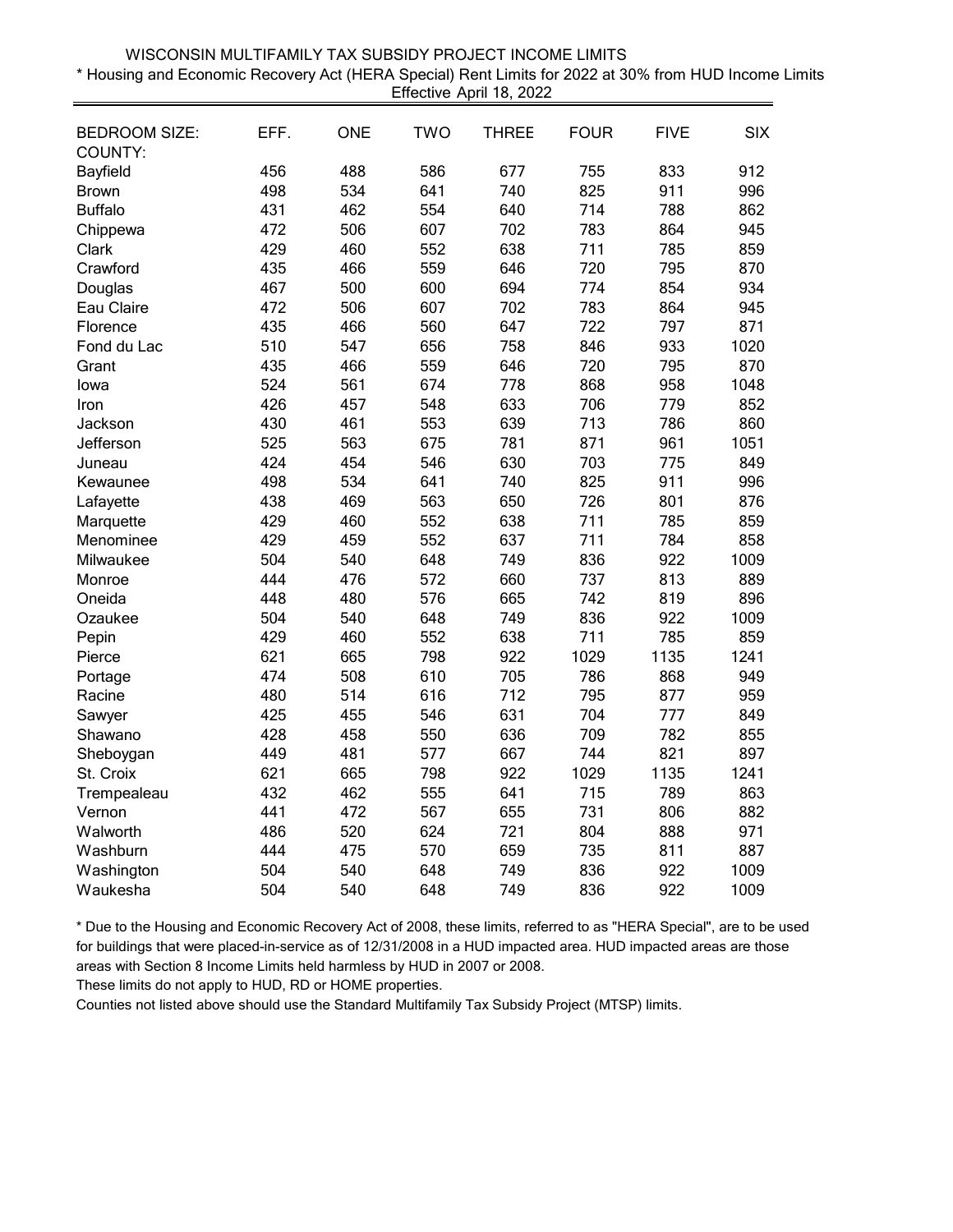# WISCONSIN MULTIFAMILY TAX SUBSIDY PROJECT INCOME LIMITS

\* Housing and Economic Recovery Act (HERA Special) Rent Limits for 2022 at 30% from HUD Income Limits

Effective April 18, 2022

| BEDROOM SIZE: | EFF. | ONE | TWO | THREE | FOUR | FIVE | SIX |
|---|---|---|---|---|---|---|---|
| COUNTY: | | | | | | | |
| Bayfield | 456 | 488 | 586 | 677 | 755 | 833 | 912 |
| Brown | 498 | 534 | 641 | 740 | 825 | 911 | 996 |
| Buffalo | 431 | 462 | 554 | 640 | 714 | 788 | 862 |
| Chippewa | 472 | 506 | 607 | 702 | 783 | 864 | 945 |
| Clark | 429 | 460 | 552 | 638 | 711 | 785 | 859 |
| Crawford | 435 | 466 | 559 | 646 | 720 | 795 | 870 |
| Douglas | 467 | 500 | 600 | 694 | 774 | 854 | 934 |
| Eau Claire | 472 | 506 | 607 | 702 | 783 | 864 | 945 |
| Florence | 435 | 466 | 560 | 647 | 722 | 797 | 871 |
| Fond du Lac | 510 | 547 | 656 | 758 | 846 | 933 | 1020 |
| Grant | 435 | 466 | 559 | 646 | 720 | 795 | 870 |
| Iowa | 524 | 561 | 674 | 778 | 868 | 958 | 1048 |
| Iron | 426 | 457 | 548 | 633 | 706 | 779 | 852 |
| Jackson | 430 | 461 | 553 | 639 | 713 | 786 | 860 |
| Jefferson | 525 | 563 | 675 | 781 | 871 | 961 | 1051 |
| Juneau | 424 | 454 | 546 | 630 | 703 | 775 | 849 |
| Kewaunee | 498 | 534 | 641 | 740 | 825 | 911 | 996 |
| Lafayette | 438 | 469 | 563 | 650 | 726 | 801 | 876 |
| Marquette | 429 | 460 | 552 | 638 | 711 | 785 | 859 |
| Menominee | 429 | 459 | 552 | 637 | 711 | 784 | 858 |
| Milwaukee | 504 | 540 | 648 | 749 | 836 | 922 | 1009 |
| Monroe | 444 | 476 | 572 | 660 | 737 | 813 | 889 |
| Oneida | 448 | 480 | 576 | 665 | 742 | 819 | 896 |
| Ozaukee | 504 | 540 | 648 | 749 | 836 | 922 | 1009 |
| Pepin | 429 | 460 | 552 | 638 | 711 | 785 | 859 |
| Pierce | 621 | 665 | 798 | 922 | 1029 | 1135 | 1241 |
| Portage | 474 | 508 | 610 | 705 | 786 | 868 | 949 |
| Racine | 480 | 514 | 616 | 712 | 795 | 877 | 959 |
| Sawyer | 425 | 455 | 546 | 631 | 704 | 777 | 849 |
| Shawano | 428 | 458 | 550 | 636 | 709 | 782 | 855 |
| Sheboygan | 449 | 481 | 577 | 667 | 744 | 821 | 897 |
| St. Croix | 621 | 665 | 798 | 922 | 1029 | 1135 | 1241 |
| Trempealeau | 432 | 462 | 555 | 641 | 715 | 789 | 863 |
| Vernon | 441 | 472 | 567 | 655 | 731 | 806 | 882 |
| Walworth | 486 | 520 | 624 | 721 | 804 | 888 | 971 |
| Washburn | 444 | 475 | 570 | 659 | 735 | 811 | 887 |
| Washington | 504 | 540 | 648 | 749 | 836 | 922 | 1009 |
| Waukesha | 504 | 540 | 648 | 749 | 836 | 922 | 1009 |

\* Due to the Housing and Economic Recovery Act of 2008, these limits, referred to as "HERA Special", are to be used for buildings that were placed-in-service as of 12/31/2008 in a HUD impacted area. HUD impacted areas are those areas with Section 8 Income Limits held harmless by HUD in 2007 or 2008.

These limits do not apply to HUD, RD or HOME properties.

Counties not listed above should use the Standard Multifamily Tax Subsidy Project (MTSP) limits.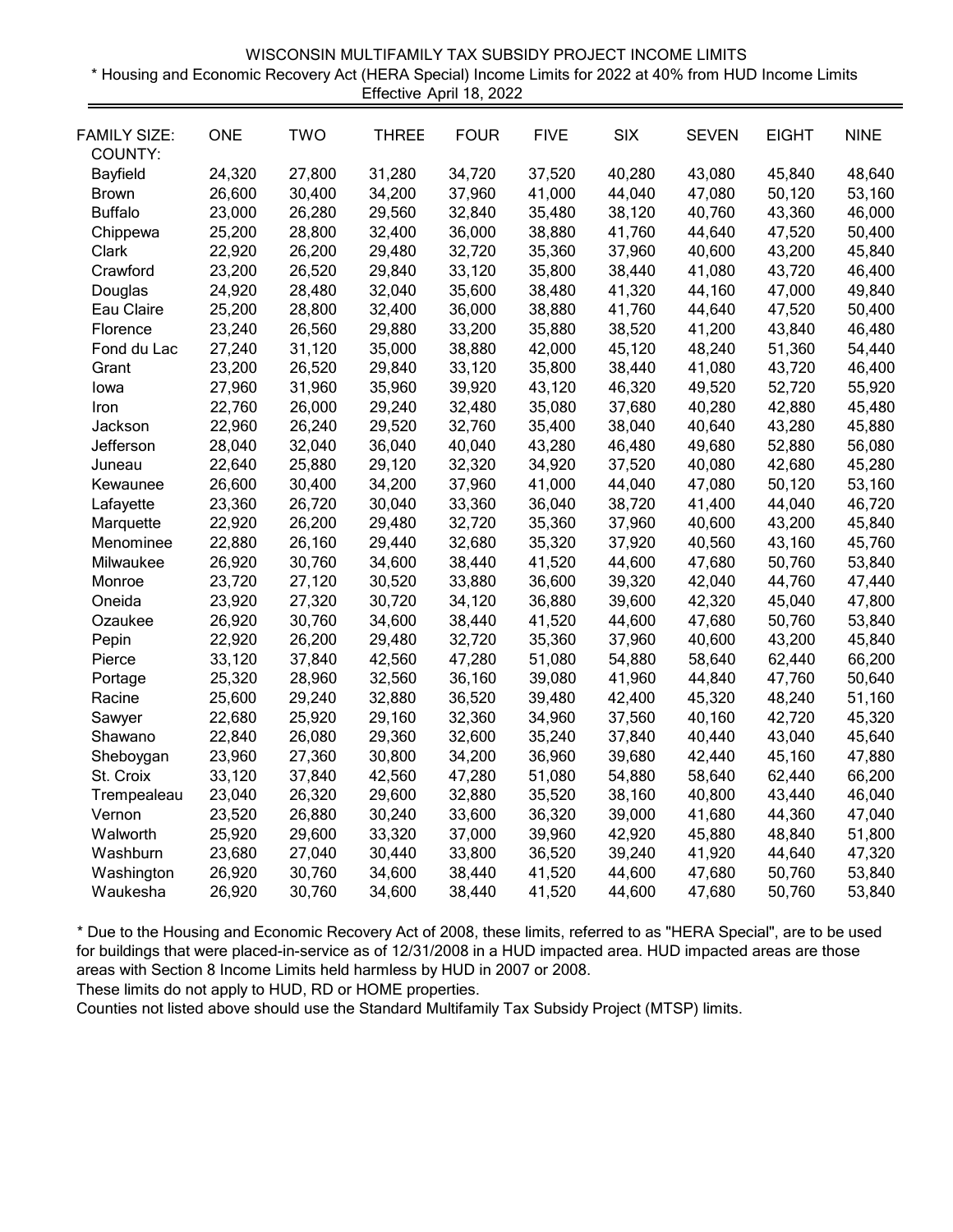WISCONSIN MULTIFAMILY TAX SUBSIDY PROJECT INCOME LIMITS

\* Housing and Economic Recovery Act (HERA Special) Income Limits for 2022 at 40% from HUD Income Limits

Effective April 18, 2022

| FAMILY SIZE: COUNTY: | ONE | TWO | THREE | FOUR | FIVE | SIX | SEVEN | EIGHT | NINE |
|---|---|---|---|---|---|---|---|---|---|
| Bayfield | 24,320 | 27,800 | 31,280 | 34,720 | 37,520 | 40,280 | 43,080 | 45,840 | 48,640 |
| Brown | 26,600 | 30,400 | 34,200 | 37,960 | 41,000 | 44,040 | 47,080 | 50,120 | 53,160 |
| Buffalo | 23,000 | 26,280 | 29,560 | 32,840 | 35,480 | 38,120 | 40,760 | 43,360 | 46,000 |
| Chippewa | 25,200 | 28,800 | 32,400 | 36,000 | 38,880 | 41,760 | 44,640 | 47,520 | 50,400 |
| Clark | 22,920 | 26,200 | 29,480 | 32,720 | 35,360 | 37,960 | 40,600 | 43,200 | 45,840 |
| Crawford | 23,200 | 26,520 | 29,840 | 33,120 | 35,800 | 38,440 | 41,080 | 43,720 | 46,400 |
| Douglas | 24,920 | 28,480 | 32,040 | 35,600 | 38,480 | 41,320 | 44,160 | 47,000 | 49,840 |
| Eau Claire | 25,200 | 28,800 | 32,400 | 36,000 | 38,880 | 41,760 | 44,640 | 47,520 | 50,400 |
| Florence | 23,240 | 26,560 | 29,880 | 33,200 | 35,880 | 38,520 | 41,200 | 43,840 | 46,480 |
| Fond du Lac | 27,240 | 31,120 | 35,000 | 38,880 | 42,000 | 45,120 | 48,240 | 51,360 | 54,440 |
| Grant | 23,200 | 26,520 | 29,840 | 33,120 | 35,800 | 38,440 | 41,080 | 43,720 | 46,400 |
| Iowa | 27,960 | 31,960 | 35,960 | 39,920 | 43,120 | 46,320 | 49,520 | 52,720 | 55,920 |
| Iron | 22,760 | 26,000 | 29,240 | 32,480 | 35,080 | 37,680 | 40,280 | 42,880 | 45,480 |
| Jackson | 22,960 | 26,240 | 29,520 | 32,760 | 35,400 | 38,040 | 40,640 | 43,280 | 45,880 |
| Jefferson | 28,040 | 32,040 | 36,040 | 40,040 | 43,280 | 46,480 | 49,680 | 52,880 | 56,080 |
| Juneau | 22,640 | 25,880 | 29,120 | 32,320 | 34,920 | 37,520 | 40,080 | 42,680 | 45,280 |
| Kewaunee | 26,600 | 30,400 | 34,200 | 37,960 | 41,000 | 44,040 | 47,080 | 50,120 | 53,160 |
| Lafayette | 23,360 | 26,720 | 30,040 | 33,360 | 36,040 | 38,720 | 41,400 | 44,040 | 46,720 |
| Marquette | 22,920 | 26,200 | 29,480 | 32,720 | 35,360 | 37,960 | 40,600 | 43,200 | 45,840 |
| Menominee | 22,880 | 26,160 | 29,440 | 32,680 | 35,320 | 37,920 | 40,560 | 43,160 | 45,760 |
| Milwaukee | 26,920 | 30,760 | 34,600 | 38,440 | 41,520 | 44,600 | 47,680 | 50,760 | 53,840 |
| Monroe | 23,720 | 27,120 | 30,520 | 33,880 | 36,600 | 39,320 | 42,040 | 44,760 | 47,440 |
| Oneida | 23,920 | 27,320 | 30,720 | 34,120 | 36,880 | 39,600 | 42,320 | 45,040 | 47,800 |
| Ozaukee | 26,920 | 30,760 | 34,600 | 38,440 | 41,520 | 44,600 | 47,680 | 50,760 | 53,840 |
| Pepin | 22,920 | 26,200 | 29,480 | 32,720 | 35,360 | 37,960 | 40,600 | 43,200 | 45,840 |
| Pierce | 33,120 | 37,840 | 42,560 | 47,280 | 51,080 | 54,880 | 58,640 | 62,440 | 66,200 |
| Portage | 25,320 | 28,960 | 32,560 | 36,160 | 39,080 | 41,960 | 44,840 | 47,760 | 50,640 |
| Racine | 25,600 | 29,240 | 32,880 | 36,520 | 39,480 | 42,400 | 45,320 | 48,240 | 51,160 |
| Sawyer | 22,680 | 25,920 | 29,160 | 32,360 | 34,960 | 37,560 | 40,160 | 42,720 | 45,320 |
| Shawano | 22,840 | 26,080 | 29,360 | 32,600 | 35,240 | 37,840 | 40,440 | 43,040 | 45,640 |
| Sheboygan | 23,960 | 27,360 | 30,800 | 34,200 | 36,960 | 39,680 | 42,440 | 45,160 | 47,880 |
| St. Croix | 33,120 | 37,840 | 42,560 | 47,280 | 51,080 | 54,880 | 58,640 | 62,440 | 66,200 |
| Trempealeau | 23,040 | 26,320 | 29,600 | 32,880 | 35,520 | 38,160 | 40,800 | 43,440 | 46,040 |
| Vernon | 23,520 | 26,880 | 30,240 | 33,600 | 36,320 | 39,000 | 41,680 | 44,360 | 47,040 |
| Walworth | 25,920 | 29,600 | 33,320 | 37,000 | 39,960 | 42,920 | 45,880 | 48,840 | 51,800 |
| Washburn | 23,680 | 27,040 | 30,440 | 33,800 | 36,520 | 39,240 | 41,920 | 44,640 | 47,320 |
| Washington | 26,920 | 30,760 | 34,600 | 38,440 | 41,520 | 44,600 | 47,680 | 50,760 | 53,840 |
| Waukesha | 26,920 | 30,760 | 34,600 | 38,440 | 41,520 | 44,600 | 47,680 | 50,760 | 53,840 |

\* Due to the Housing and Economic Recovery Act of 2008, these limits, referred to as "HERA Special", are to be used for buildings that were placed-in-service as of 12/31/2008 in a HUD impacted area. HUD impacted areas are those areas with Section 8 Income Limits held harmless by HUD in 2007 or 2008.

These limits do not apply to HUD, RD or HOME properties.

Counties not listed above should use the Standard Multifamily Tax Subsidy Project (MTSP) limits.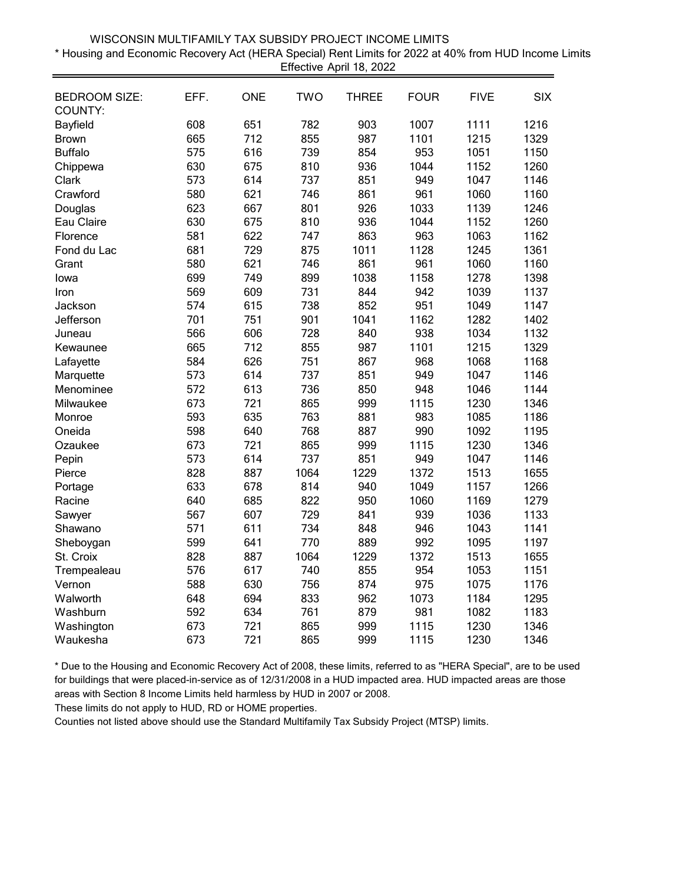WISCONSIN MULTIFAMILY TAX SUBSIDY PROJECT INCOME LIMITS

* Housing and Economic Recovery Act (HERA Special) Rent Limits for 2022 at 40% from HUD Income Limits

Effective April 18, 2022

| BEDROOM SIZE:<br>COUNTY: | EFF. | ONE | TWO | THREE | FOUR | FIVE | SIX |
|---|---|---|---|---|---|---|---|
| Bayfield | 608 | 651 | 782 | 903 | 1007 | 1111 | 1216 |
| Brown | 665 | 712 | 855 | 987 | 1101 | 1215 | 1329 |
| Buffalo | 575 | 616 | 739 | 854 | 953 | 1051 | 1150 |
| Chippewa | 630 | 675 | 810 | 936 | 1044 | 1152 | 1260 |
| Clark | 573 | 614 | 737 | 851 | 949 | 1047 | 1146 |
| Crawford | 580 | 621 | 746 | 861 | 961 | 1060 | 1160 |
| Douglas | 623 | 667 | 801 | 926 | 1033 | 1139 | 1246 |
| Eau Claire | 630 | 675 | 810 | 936 | 1044 | 1152 | 1260 |
| Florence | 581 | 622 | 747 | 863 | 963 | 1063 | 1162 |
| Fond du Lac | 681 | 729 | 875 | 1011 | 1128 | 1245 | 1361 |
| Grant | 580 | 621 | 746 | 861 | 961 | 1060 | 1160 |
| Iowa | 699 | 749 | 899 | 1038 | 1158 | 1278 | 1398 |
| Iron | 569 | 609 | 731 | 844 | 942 | 1039 | 1137 |
| Jackson | 574 | 615 | 738 | 852 | 951 | 1049 | 1147 |
| Jefferson | 701 | 751 | 901 | 1041 | 1162 | 1282 | 1402 |
| Juneau | 566 | 606 | 728 | 840 | 938 | 1034 | 1132 |
| Kewaunee | 665 | 712 | 855 | 987 | 1101 | 1215 | 1329 |
| Lafayette | 584 | 626 | 751 | 867 | 968 | 1068 | 1168 |
| Marquette | 573 | 614 | 737 | 851 | 949 | 1047 | 1146 |
| Menominee | 572 | 613 | 736 | 850 | 948 | 1046 | 1144 |
| Milwaukee | 673 | 721 | 865 | 999 | 1115 | 1230 | 1346 |
| Monroe | 593 | 635 | 763 | 881 | 983 | 1085 | 1186 |
| Oneida | 598 | 640 | 768 | 887 | 990 | 1092 | 1195 |
| Ozaukee | 673 | 721 | 865 | 999 | 1115 | 1230 | 1346 |
| Pepin | 573 | 614 | 737 | 851 | 949 | 1047 | 1146 |
| Pierce | 828 | 887 | 1064 | 1229 | 1372 | 1513 | 1655 |
| Portage | 633 | 678 | 814 | 940 | 1049 | 1157 | 1266 |
| Racine | 640 | 685 | 822 | 950 | 1060 | 1169 | 1279 |
| Sawyer | 567 | 607 | 729 | 841 | 939 | 1036 | 1133 |
| Shawano | 571 | 611 | 734 | 848 | 946 | 1043 | 1141 |
| Sheboygan | 599 | 641 | 770 | 889 | 992 | 1095 | 1197 |
| St. Croix | 828 | 887 | 1064 | 1229 | 1372 | 1513 | 1655 |
| Trempealeau | 576 | 617 | 740 | 855 | 954 | 1053 | 1151 |
| Vernon | 588 | 630 | 756 | 874 | 975 | 1075 | 1176 |
| Walworth | 648 | 694 | 833 | 962 | 1073 | 1184 | 1295 |
| Washburn | 592 | 634 | 761 | 879 | 981 | 1082 | 1183 |
| Washington | 673 | 721 | 865 | 999 | 1115 | 1230 | 1346 |
| Waukesha | 673 | 721 | 865 | 999 | 1115 | 1230 | 1346 |

* Due to the Housing and Economic Recovery Act of 2008, these limits, referred to as "HERA Special", are to be used for buildings that were placed-in-service as of 12/31/2008 in a HUD impacted area. HUD impacted areas are those areas with Section 8 Income Limits held harmless by HUD in 2007 or 2008.

These limits do not apply to HUD, RD or HOME properties.

Counties not listed above should use the Standard Multifamily Tax Subsidy Project (MTSP) limits.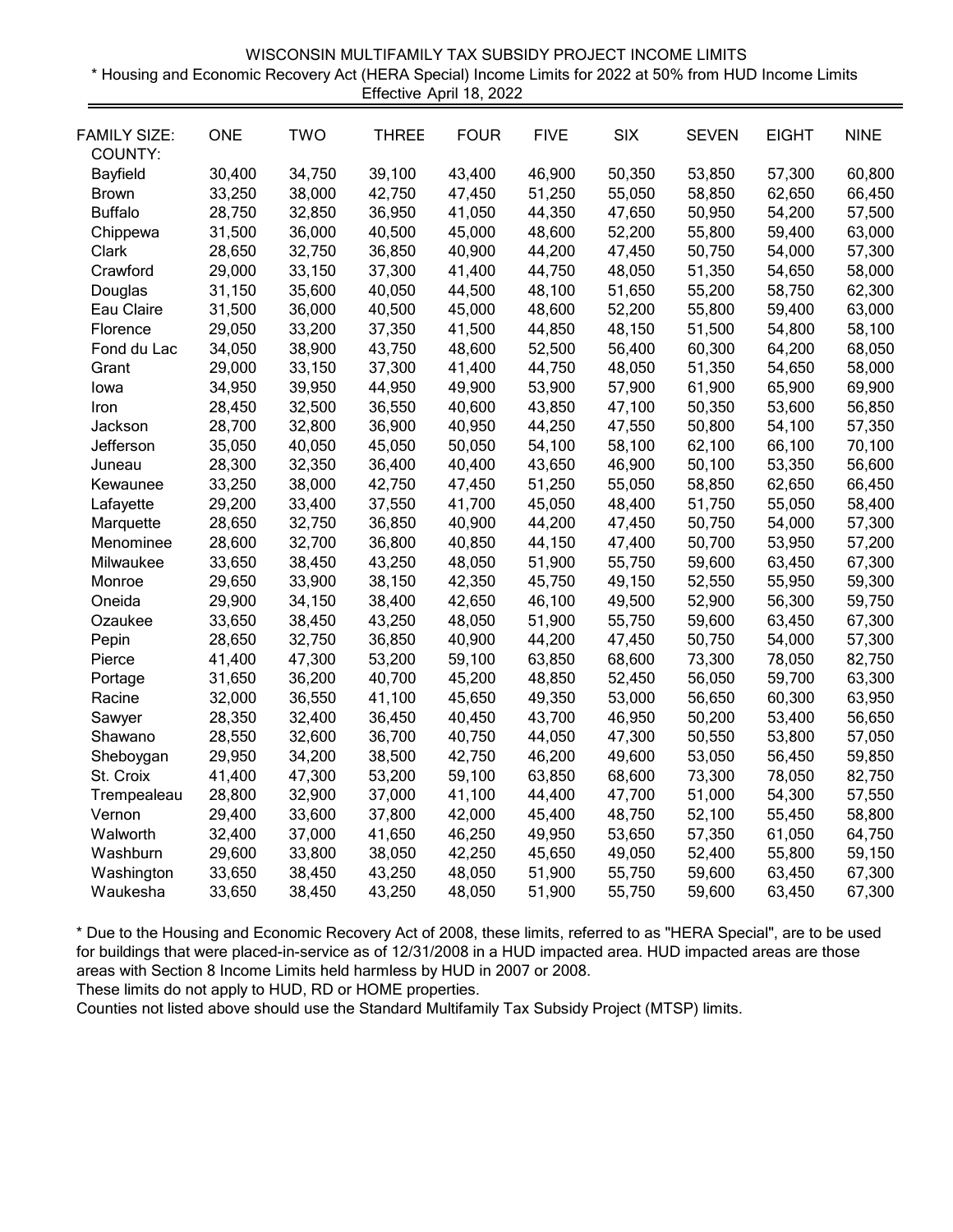WISCONSIN MULTIFAMILY TAX SUBSIDY PROJECT INCOME LIMITS

* Housing and Economic Recovery Act (HERA Special) Income Limits for 2022 at 50% from HUD Income Limits

Effective April 18, 2022

| FAMILY SIZE: COUNTY: | ONE | TWO | THREE | FOUR | FIVE | SIX | SEVEN | EIGHT | NINE |
|---|---|---|---|---|---|---|---|---|---|
| Bayfield | 30,400 | 34,750 | 39,100 | 43,400 | 46,900 | 50,350 | 53,850 | 57,300 | 60,800 |
| Brown | 33,250 | 38,000 | 42,750 | 47,450 | 51,250 | 55,050 | 58,850 | 62,650 | 66,450 |
| Buffalo | 28,750 | 32,850 | 36,950 | 41,050 | 44,350 | 47,650 | 50,950 | 54,200 | 57,500 |
| Chippewa | 31,500 | 36,000 | 40,500 | 45,000 | 48,600 | 52,200 | 55,800 | 59,400 | 63,000 |
| Clark | 28,650 | 32,750 | 36,850 | 40,900 | 44,200 | 47,450 | 50,750 | 54,000 | 57,300 |
| Crawford | 29,000 | 33,150 | 37,300 | 41,400 | 44,750 | 48,050 | 51,350 | 54,650 | 58,000 |
| Douglas | 31,150 | 35,600 | 40,050 | 44,500 | 48,100 | 51,650 | 55,200 | 58,750 | 62,300 |
| Eau Claire | 31,500 | 36,000 | 40,500 | 45,000 | 48,600 | 52,200 | 55,800 | 59,400 | 63,000 |
| Florence | 29,050 | 33,200 | 37,350 | 41,500 | 44,850 | 48,150 | 51,500 | 54,800 | 58,100 |
| Fond du Lac | 34,050 | 38,900 | 43,750 | 48,600 | 52,500 | 56,400 | 60,300 | 64,200 | 68,050 |
| Grant | 29,000 | 33,150 | 37,300 | 41,400 | 44,750 | 48,050 | 51,350 | 54,650 | 58,000 |
| Iowa | 34,950 | 39,950 | 44,950 | 49,900 | 53,900 | 57,900 | 61,900 | 65,900 | 69,900 |
| Iron | 28,450 | 32,500 | 36,550 | 40,600 | 43,850 | 47,100 | 50,350 | 53,600 | 56,850 |
| Jackson | 28,700 | 32,800 | 36,900 | 40,950 | 44,250 | 47,550 | 50,800 | 54,100 | 57,350 |
| Jefferson | 35,050 | 40,050 | 45,050 | 50,050 | 54,100 | 58,100 | 62,100 | 66,100 | 70,100 |
| Juneau | 28,300 | 32,350 | 36,400 | 40,400 | 43,650 | 46,900 | 50,100 | 53,350 | 56,600 |
| Kewaunee | 33,250 | 38,000 | 42,750 | 47,450 | 51,250 | 55,050 | 58,850 | 62,650 | 66,450 |
| Lafayette | 29,200 | 33,400 | 37,550 | 41,700 | 45,050 | 48,400 | 51,750 | 55,050 | 58,400 |
| Marquette | 28,650 | 32,750 | 36,850 | 40,900 | 44,200 | 47,450 | 50,750 | 54,000 | 57,300 |
| Menominee | 28,600 | 32,700 | 36,800 | 40,850 | 44,150 | 47,400 | 50,700 | 53,950 | 57,200 |
| Milwaukee | 33,650 | 38,450 | 43,250 | 48,050 | 51,900 | 55,750 | 59,600 | 63,450 | 67,300 |
| Monroe | 29,650 | 33,900 | 38,150 | 42,350 | 45,750 | 49,150 | 52,550 | 55,950 | 59,300 |
| Oneida | 29,900 | 34,150 | 38,400 | 42,650 | 46,100 | 49,500 | 52,900 | 56,300 | 59,750 |
| Ozaukee | 33,650 | 38,450 | 43,250 | 48,050 | 51,900 | 55,750 | 59,600 | 63,450 | 67,300 |
| Pepin | 28,650 | 32,750 | 36,850 | 40,900 | 44,200 | 47,450 | 50,750 | 54,000 | 57,300 |
| Pierce | 41,400 | 47,300 | 53,200 | 59,100 | 63,850 | 68,600 | 73,300 | 78,050 | 82,750 |
| Portage | 31,650 | 36,200 | 40,700 | 45,200 | 48,850 | 52,450 | 56,050 | 59,700 | 63,300 |
| Racine | 32,000 | 36,550 | 41,100 | 45,650 | 49,350 | 53,000 | 56,650 | 60,300 | 63,950 |
| Sawyer | 28,350 | 32,400 | 36,450 | 40,450 | 43,700 | 46,950 | 50,200 | 53,400 | 56,650 |
| Shawano | 28,550 | 32,600 | 36,700 | 40,750 | 44,050 | 47,300 | 50,550 | 53,800 | 57,050 |
| Sheboygan | 29,950 | 34,200 | 38,500 | 42,750 | 46,200 | 49,600 | 53,050 | 56,450 | 59,850 |
| St. Croix | 41,400 | 47,300 | 53,200 | 59,100 | 63,850 | 68,600 | 73,300 | 78,050 | 82,750 |
| Trempealeau | 28,800 | 32,900 | 37,000 | 41,100 | 44,400 | 47,700 | 51,000 | 54,300 | 57,550 |
| Vernon | 29,400 | 33,600 | 37,800 | 42,000 | 45,400 | 48,750 | 52,100 | 55,450 | 58,800 |
| Walworth | 32,400 | 37,000 | 41,650 | 46,250 | 49,950 | 53,650 | 57,350 | 61,050 | 64,750 |
| Washburn | 29,600 | 33,800 | 38,050 | 42,250 | 45,650 | 49,050 | 52,400 | 55,800 | 59,150 |
| Washington | 33,650 | 38,450 | 43,250 | 48,050 | 51,900 | 55,750 | 59,600 | 63,450 | 67,300 |
| Waukesha | 33,650 | 38,450 | 43,250 | 48,050 | 51,900 | 55,750 | 59,600 | 63,450 | 67,300 |

* Due to the Housing and Economic Recovery Act of 2008, these limits, referred to as "HERA Special", are to be used for buildings that were placed-in-service as of 12/31/2008 in a HUD impacted area. HUD impacted areas are those areas with Section 8 Income Limits held harmless by HUD in 2007 or 2008.

These limits do not apply to HUD, RD or HOME properties.

Counties not listed above should use the Standard Multifamily Tax Subsidy Project (MTSP) limits.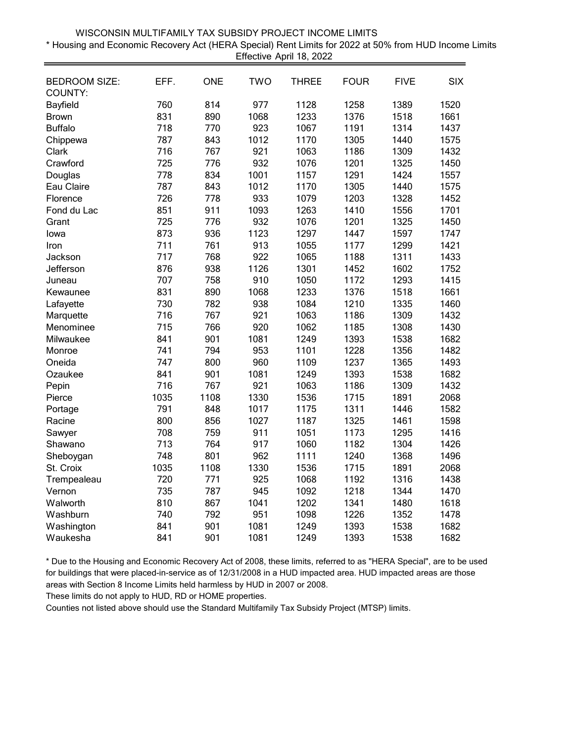WISCONSIN MULTIFAMILY TAX SUBSIDY PROJECT INCOME LIMITS

* Housing and Economic Recovery Act (HERA Special) Rent Limits for 2022 at 50% from HUD Income Limits

Effective April 18, 2022

| BEDROOM SIZE: COUNTY: | EFF. | ONE | TWO | THREE | FOUR | FIVE | SIX |
|---|---|---|---|---|---|---|---|
| Bayfield | 760 | 814 | 977 | 1128 | 1258 | 1389 | 1520 |
| Brown | 831 | 890 | 1068 | 1233 | 1376 | 1518 | 1661 |
| Buffalo | 718 | 770 | 923 | 1067 | 1191 | 1314 | 1437 |
| Chippewa | 787 | 843 | 1012 | 1170 | 1305 | 1440 | 1575 |
| Clark | 716 | 767 | 921 | 1063 | 1186 | 1309 | 1432 |
| Crawford | 725 | 776 | 932 | 1076 | 1201 | 1325 | 1450 |
| Douglas | 778 | 834 | 1001 | 1157 | 1291 | 1424 | 1557 |
| Eau Claire | 787 | 843 | 1012 | 1170 | 1305 | 1440 | 1575 |
| Florence | 726 | 778 | 933 | 1079 | 1203 | 1328 | 1452 |
| Fond du Lac | 851 | 911 | 1093 | 1263 | 1410 | 1556 | 1701 |
| Grant | 725 | 776 | 932 | 1076 | 1201 | 1325 | 1450 |
| Iowa | 873 | 936 | 1123 | 1297 | 1447 | 1597 | 1747 |
| Iron | 711 | 761 | 913 | 1055 | 1177 | 1299 | 1421 |
| Jackson | 717 | 768 | 922 | 1065 | 1188 | 1311 | 1433 |
| Jefferson | 876 | 938 | 1126 | 1301 | 1452 | 1602 | 1752 |
| Juneau | 707 | 758 | 910 | 1050 | 1172 | 1293 | 1415 |
| Kewaunee | 831 | 890 | 1068 | 1233 | 1376 | 1518 | 1661 |
| Lafayette | 730 | 782 | 938 | 1084 | 1210 | 1335 | 1460 |
| Marquette | 716 | 767 | 921 | 1063 | 1186 | 1309 | 1432 |
| Menominee | 715 | 766 | 920 | 1062 | 1185 | 1308 | 1430 |
| Milwaukee | 841 | 901 | 1081 | 1249 | 1393 | 1538 | 1682 |
| Monroe | 741 | 794 | 953 | 1101 | 1228 | 1356 | 1482 |
| Oneida | 747 | 800 | 960 | 1109 | 1237 | 1365 | 1493 |
| Ozaukee | 841 | 901 | 1081 | 1249 | 1393 | 1538 | 1682 |
| Pepin | 716 | 767 | 921 | 1063 | 1186 | 1309 | 1432 |
| Pierce | 1035 | 1108 | 1330 | 1536 | 1715 | 1891 | 2068 |
| Portage | 791 | 848 | 1017 | 1175 | 1311 | 1446 | 1582 |
| Racine | 800 | 856 | 1027 | 1187 | 1325 | 1461 | 1598 |
| Sawyer | 708 | 759 | 911 | 1051 | 1173 | 1295 | 1416 |
| Shawano | 713 | 764 | 917 | 1060 | 1182 | 1304 | 1426 |
| Sheboygan | 748 | 801 | 962 | 1111 | 1240 | 1368 | 1496 |
| St. Croix | 1035 | 1108 | 1330 | 1536 | 1715 | 1891 | 2068 |
| Trempealeau | 720 | 771 | 925 | 1068 | 1192 | 1316 | 1438 |
| Vernon | 735 | 787 | 945 | 1092 | 1218 | 1344 | 1470 |
| Walworth | 810 | 867 | 1041 | 1202 | 1341 | 1480 | 1618 |
| Washburn | 740 | 792 | 951 | 1098 | 1226 | 1352 | 1478 |
| Washington | 841 | 901 | 1081 | 1249 | 1393 | 1538 | 1682 |
| Waukesha | 841 | 901 | 1081 | 1249 | 1393 | 1538 | 1682 |

* Due to the Housing and Economic Recovery Act of 2008, these limits, referred to as "HERA Special", are to be used for buildings that were placed-in-service as of 12/31/2008 in a HUD impacted area. HUD impacted areas are those areas with Section 8 Income Limits held harmless by HUD in 2007 or 2008.

These limits do not apply to HUD, RD or HOME properties.

Counties not listed above should use the Standard Multifamily Tax Subsidy Project (MTSP) limits.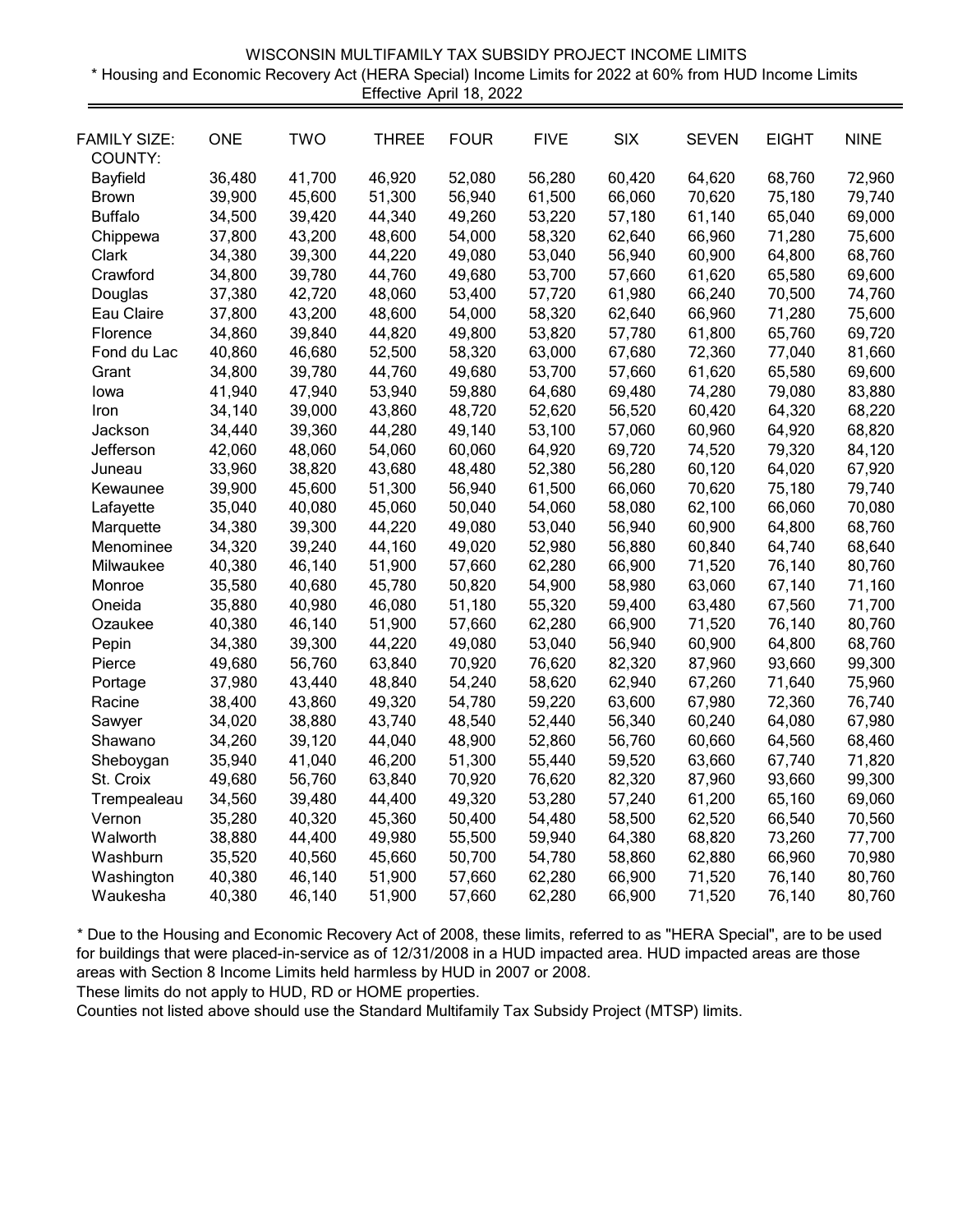WISCONSIN MULTIFAMILY TAX SUBSIDY PROJECT INCOME LIMITS

\* Housing and Economic Recovery Act (HERA Special) Income Limits for 2022 at 60% from HUD Income Limits

Effective April 18, 2022

| FAMILY SIZE: COUNTY: | ONE | TWO | THREE | FOUR | FIVE | SIX | SEVEN | EIGHT | NINE |
|---|---|---|---|---|---|---|---|---|---|
| Bayfield | 36,480 | 41,700 | 46,920 | 52,080 | 56,280 | 60,420 | 64,620 | 68,760 | 72,960 |
| Brown | 39,900 | 45,600 | 51,300 | 56,940 | 61,500 | 66,060 | 70,620 | 75,180 | 79,740 |
| Buffalo | 34,500 | 39,420 | 44,340 | 49,260 | 53,220 | 57,180 | 61,140 | 65,040 | 69,000 |
| Chippewa | 37,800 | 43,200 | 48,600 | 54,000 | 58,320 | 62,640 | 66,960 | 71,280 | 75,600 |
| Clark | 34,380 | 39,300 | 44,220 | 49,080 | 53,040 | 56,940 | 60,900 | 64,800 | 68,760 |
| Crawford | 34,800 | 39,780 | 44,760 | 49,680 | 53,700 | 57,660 | 61,620 | 65,580 | 69,600 |
| Douglas | 37,380 | 42,720 | 48,060 | 53,400 | 57,720 | 61,980 | 66,240 | 70,500 | 74,760 |
| Eau Claire | 37,800 | 43,200 | 48,600 | 54,000 | 58,320 | 62,640 | 66,960 | 71,280 | 75,600 |
| Florence | 34,860 | 39,840 | 44,820 | 49,800 | 53,820 | 57,780 | 61,800 | 65,760 | 69,720 |
| Fond du Lac | 40,860 | 46,680 | 52,500 | 58,320 | 63,000 | 67,680 | 72,360 | 77,040 | 81,660 |
| Grant | 34,800 | 39,780 | 44,760 | 49,680 | 53,700 | 57,660 | 61,620 | 65,580 | 69,600 |
| Iowa | 41,940 | 47,940 | 53,940 | 59,880 | 64,680 | 69,480 | 74,280 | 79,080 | 83,880 |
| Iron | 34,140 | 39,000 | 43,860 | 48,720 | 52,620 | 56,520 | 60,420 | 64,320 | 68,220 |
| Jackson | 34,440 | 39,360 | 44,280 | 49,140 | 53,100 | 57,060 | 60,960 | 64,920 | 68,820 |
| Jefferson | 42,060 | 48,060 | 54,060 | 60,060 | 64,920 | 69,720 | 74,520 | 79,320 | 84,120 |
| Juneau | 33,960 | 38,820 | 43,680 | 48,480 | 52,380 | 56,280 | 60,120 | 64,020 | 67,920 |
| Kewaunee | 39,900 | 45,600 | 51,300 | 56,940 | 61,500 | 66,060 | 70,620 | 75,180 | 79,740 |
| Lafayette | 35,040 | 40,080 | 45,060 | 50,040 | 54,060 | 58,080 | 62,100 | 66,060 | 70,080 |
| Marquette | 34,380 | 39,300 | 44,220 | 49,080 | 53,040 | 56,940 | 60,900 | 64,800 | 68,760 |
| Menominee | 34,320 | 39,240 | 44,160 | 49,020 | 52,980 | 56,880 | 60,840 | 64,740 | 68,640 |
| Milwaukee | 40,380 | 46,140 | 51,900 | 57,660 | 62,280 | 66,900 | 71,520 | 76,140 | 80,760 |
| Monroe | 35,580 | 40,680 | 45,780 | 50,820 | 54,900 | 58,980 | 63,060 | 67,140 | 71,160 |
| Oneida | 35,880 | 40,980 | 46,080 | 51,180 | 55,320 | 59,400 | 63,480 | 67,560 | 71,700 |
| Ozaukee | 40,380 | 46,140 | 51,900 | 57,660 | 62,280 | 66,900 | 71,520 | 76,140 | 80,760 |
| Pepin | 34,380 | 39,300 | 44,220 | 49,080 | 53,040 | 56,940 | 60,900 | 64,800 | 68,760 |
| Pierce | 49,680 | 56,760 | 63,840 | 70,920 | 76,620 | 82,320 | 87,960 | 93,660 | 99,300 |
| Portage | 37,980 | 43,440 | 48,840 | 54,240 | 58,620 | 62,940 | 67,260 | 71,640 | 75,960 |
| Racine | 38,400 | 43,860 | 49,320 | 54,780 | 59,220 | 63,600 | 67,980 | 72,360 | 76,740 |
| Sawyer | 34,020 | 38,880 | 43,740 | 48,540 | 52,440 | 56,340 | 60,240 | 64,080 | 67,980 |
| Shawano | 34,260 | 39,120 | 44,040 | 48,900 | 52,860 | 56,760 | 60,660 | 64,560 | 68,460 |
| Sheboygan | 35,940 | 41,040 | 46,200 | 51,300 | 55,440 | 59,520 | 63,660 | 67,740 | 71,820 |
| St. Croix | 49,680 | 56,760 | 63,840 | 70,920 | 76,620 | 82,320 | 87,960 | 93,660 | 99,300 |
| Trempealeau | 34,560 | 39,480 | 44,400 | 49,320 | 53,280 | 57,240 | 61,200 | 65,160 | 69,060 |
| Vernon | 35,280 | 40,320 | 45,360 | 50,400 | 54,480 | 58,500 | 62,520 | 66,540 | 70,560 |
| Walworth | 38,880 | 44,400 | 49,980 | 55,500 | 59,940 | 64,380 | 68,820 | 73,260 | 77,700 |
| Washburn | 35,520 | 40,560 | 45,660 | 50,700 | 54,780 | 58,860 | 62,880 | 66,960 | 70,980 |
| Washington | 40,380 | 46,140 | 51,900 | 57,660 | 62,280 | 66,900 | 71,520 | 76,140 | 80,760 |
| Waukesha | 40,380 | 46,140 | 51,900 | 57,660 | 62,280 | 66,900 | 71,520 | 76,140 | 80,760 |

\* Due to the Housing and Economic Recovery Act of 2008, these limits, referred to as "HERA Special", are to be used for buildings that were placed-in-service as of 12/31/2008 in a HUD impacted area. HUD impacted areas are those areas with Section 8 Income Limits held harmless by HUD in 2007 or 2008.

These limits do not apply to HUD, RD or HOME properties.

Counties not listed above should use the Standard Multifamily Tax Subsidy Project (MTSP) limits.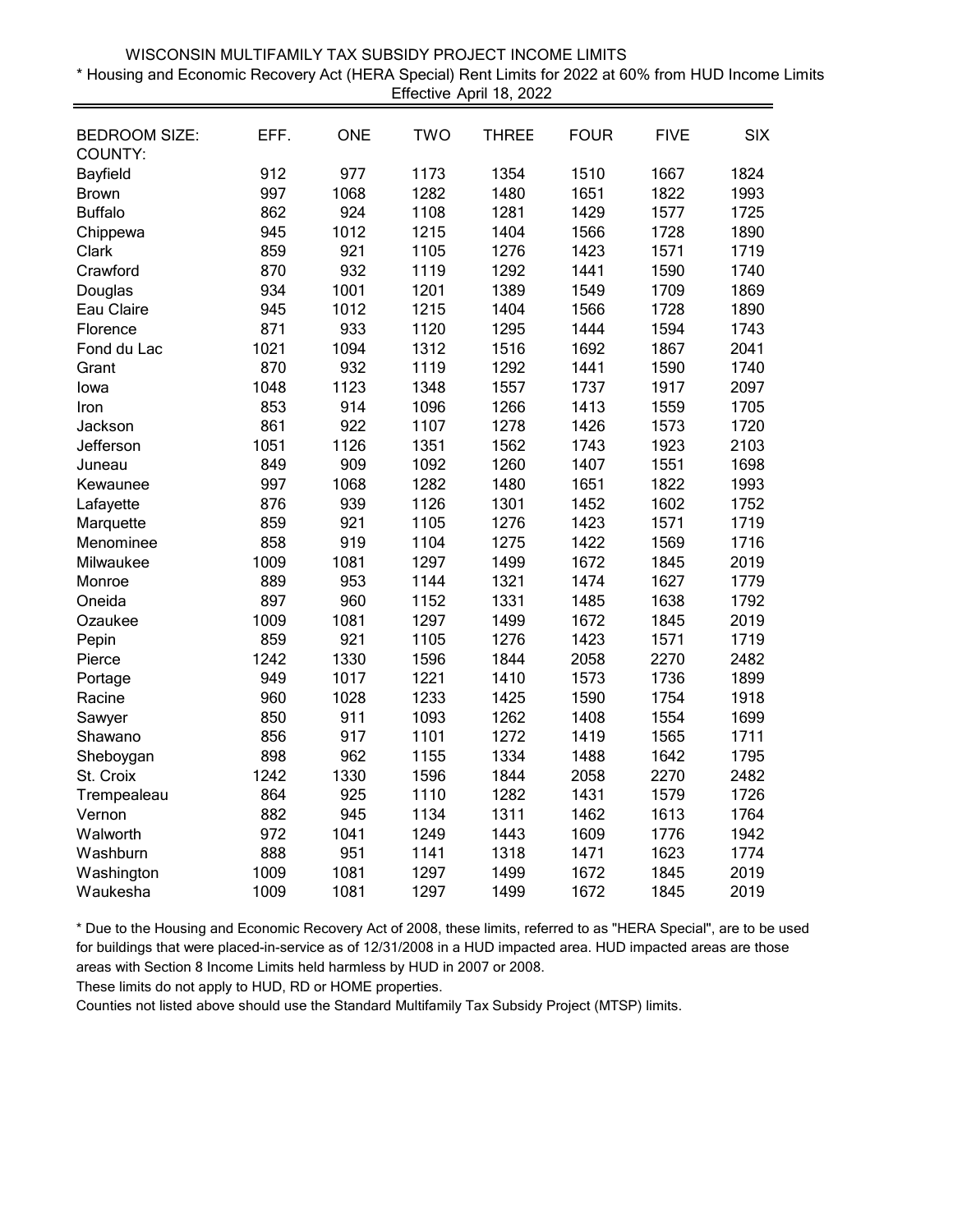WISCONSIN MULTIFAMILY TAX SUBSIDY PROJECT INCOME LIMITS

* Housing and Economic Recovery Act (HERA Special) Rent Limits for 2022 at 60% from HUD Income Limits

Effective April 18, 2022

| BEDROOM SIZE: COUNTY: | EFF. | ONE | TWO | THREE | FOUR | FIVE | SIX |
|---|---|---|---|---|---|---|---|
| Bayfield | 912 | 977 | 1173 | 1354 | 1510 | 1667 | 1824 |
| Brown | 997 | 1068 | 1282 | 1480 | 1651 | 1822 | 1993 |
| Buffalo | 862 | 924 | 1108 | 1281 | 1429 | 1577 | 1725 |
| Chippewa | 945 | 1012 | 1215 | 1404 | 1566 | 1728 | 1890 |
| Clark | 859 | 921 | 1105 | 1276 | 1423 | 1571 | 1719 |
| Crawford | 870 | 932 | 1119 | 1292 | 1441 | 1590 | 1740 |
| Douglas | 934 | 1001 | 1201 | 1389 | 1549 | 1709 | 1869 |
| Eau Claire | 945 | 1012 | 1215 | 1404 | 1566 | 1728 | 1890 |
| Florence | 871 | 933 | 1120 | 1295 | 1444 | 1594 | 1743 |
| Fond du Lac | 1021 | 1094 | 1312 | 1516 | 1692 | 1867 | 2041 |
| Grant | 870 | 932 | 1119 | 1292 | 1441 | 1590 | 1740 |
| Iowa | 1048 | 1123 | 1348 | 1557 | 1737 | 1917 | 2097 |
| Iron | 853 | 914 | 1096 | 1266 | 1413 | 1559 | 1705 |
| Jackson | 861 | 922 | 1107 | 1278 | 1426 | 1573 | 1720 |
| Jefferson | 1051 | 1126 | 1351 | 1562 | 1743 | 1923 | 2103 |
| Juneau | 849 | 909 | 1092 | 1260 | 1407 | 1551 | 1698 |
| Kewaunee | 997 | 1068 | 1282 | 1480 | 1651 | 1822 | 1993 |
| Lafayette | 876 | 939 | 1126 | 1301 | 1452 | 1602 | 1752 |
| Marquette | 859 | 921 | 1105 | 1276 | 1423 | 1571 | 1719 |
| Menominee | 858 | 919 | 1104 | 1275 | 1422 | 1569 | 1716 |
| Milwaukee | 1009 | 1081 | 1297 | 1499 | 1672 | 1845 | 2019 |
| Monroe | 889 | 953 | 1144 | 1321 | 1474 | 1627 | 1779 |
| Oneida | 897 | 960 | 1152 | 1331 | 1485 | 1638 | 1792 |
| Ozaukee | 1009 | 1081 | 1297 | 1499 | 1672 | 1845 | 2019 |
| Pepin | 859 | 921 | 1105 | 1276 | 1423 | 1571 | 1719 |
| Pierce | 1242 | 1330 | 1596 | 1844 | 2058 | 2270 | 2482 |
| Portage | 949 | 1017 | 1221 | 1410 | 1573 | 1736 | 1899 |
| Racine | 960 | 1028 | 1233 | 1425 | 1590 | 1754 | 1918 |
| Sawyer | 850 | 911 | 1093 | 1262 | 1408 | 1554 | 1699 |
| Shawano | 856 | 917 | 1101 | 1272 | 1419 | 1565 | 1711 |
| Sheboygan | 898 | 962 | 1155 | 1334 | 1488 | 1642 | 1795 |
| St. Croix | 1242 | 1330 | 1596 | 1844 | 2058 | 2270 | 2482 |
| Trempealeau | 864 | 925 | 1110 | 1282 | 1431 | 1579 | 1726 |
| Vernon | 882 | 945 | 1134 | 1311 | 1462 | 1613 | 1764 |
| Walworth | 972 | 1041 | 1249 | 1443 | 1609 | 1776 | 1942 |
| Washburn | 888 | 951 | 1141 | 1318 | 1471 | 1623 | 1774 |
| Washington | 1009 | 1081 | 1297 | 1499 | 1672 | 1845 | 2019 |
| Waukesha | 1009 | 1081 | 1297 | 1499 | 1672 | 1845 | 2019 |

* Due to the Housing and Economic Recovery Act of 2008, these limits, referred to as "HERA Special", are to be used for buildings that were placed-in-service as of 12/31/2008 in a HUD impacted area. HUD impacted areas are those areas with Section 8 Income Limits held harmless by HUD in 2007 or 2008.

These limits do not apply to HUD, RD or HOME properties.

Counties not listed above should use the Standard Multifamily Tax Subsidy Project (MTSP) limits.